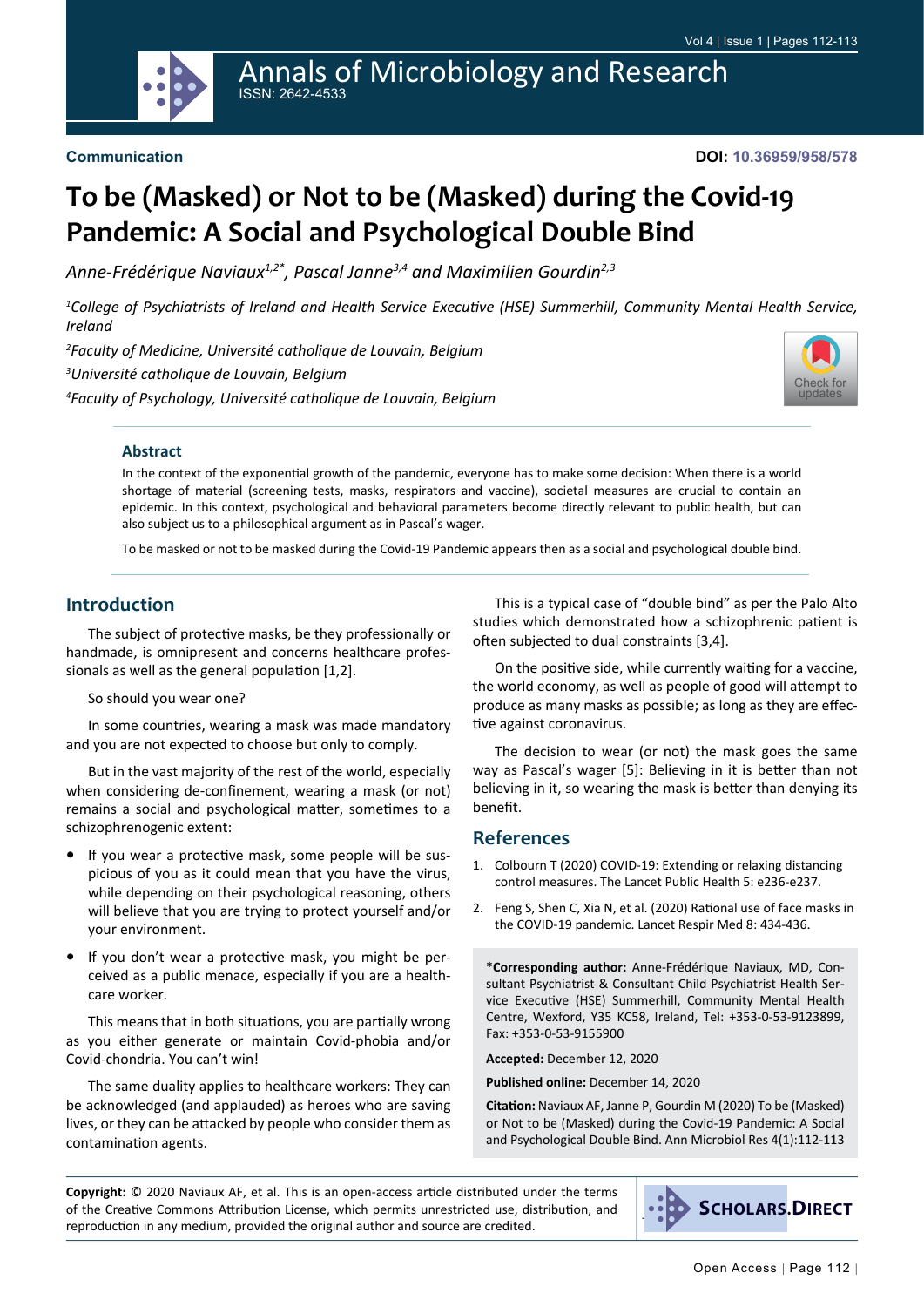Communication

DOI: 10.36959/958/578

# To be (Masked) or Not to be (Masked) during the Covid-19 Pandemic: A Social and Psychological Double Bind

*Anne-Frédérique Naviaux[1,2*], Pascal Janne[3,4] and Maximilien Gourdin[2,3]*

[1]*College of Psychiatrists of Ireland and Health Service Executive (HSE) Summerhill, Community Mental Health Service, Ireland*

[2]*Faculty of Medicine, Université catholique de Louvain, Belgium*

[3]*Université catholique de Louvain, Belgium*

[4]*Faculty of Psychology, Université catholique de Louvain, Belgium*

## Abstract

In the context of the exponential growth of the pandemic, everyone has to make some decision: When there is a world shortage of material (screening tests, masks, respirators and vaccine), societal measures are crucial to contain an epidemic. In this context, psychological and behavioral parameters become directly relevant to public health, but can also subject us to a philosophical argument as in Pascal's wager.

To be masked or not to be masked during the Covid-19 Pandemic appears then as a social and psychological double bind.

## Introduction

The subject of protective masks, be they professionally or handmade, is omnipresent and concerns healthcare professionals as well as the general population [1,2].

So should you wear one?

In some countries, wearing a mask was made mandatory and you are not expected to choose but only to comply.

But in the vast majority of the rest of the world, especially when considering de-confinement, wearing a mask (or not) remains a social and psychological matter, sometimes to a schizophrenogenic extent:

- If you wear a protective mask, some people will be suspicious of you as it could mean that you have the virus, while depending on their psychological reasoning, others will believe that you are trying to protect yourself and/or your environment.
- If you don't wear a protective mask, you might be perceived as a public menace, especially if you are a healthcare worker.

This means that in both situations, you are partially wrong as you either generate or maintain Covid-phobia and/or Covid-chondria. You can't win!

The same duality applies to healthcare workers: They can be acknowledged (and applauded) as heroes who are saving lives, or they can be attacked by people who consider them as contamination agents.

This is a typical case of "double bind" as per the Palo Alto studies which demonstrated how a schizophrenic patient is often subjected to dual constraints [3,4].

On the positive side, while currently waiting for a vaccine, the world economy, as well as people of good will attempt to produce as many masks as possible; as long as they are effective against coronavirus.

The decision to wear (or not) the mask goes the same way as Pascal's wager [5]: Believing in it is better than not believing in it, so wearing the mask is better than denying its benefit.

## References

1. Colbourn T (2020) COVID-19: Extending or relaxing distancing control measures. The Lancet Public Health 5: e236-e237.
2. Feng S, Shen C, Xia N, et al. (2020) Rational use of face masks in the COVID-19 pandemic. Lancet Respir Med 8: 434-436.

**\*Corresponding author:** Anne-Frédérique Naviaux, MD, Consultant Psychiatrist & Consultant Child Psychiatrist Health Service Executive (HSE) Summerhill, Community Mental Health Centre, Wexford, Y35 KC58, Ireland, Tel: +353-0-53-9123899, Fax: +353-0-53-9155900

**Accepted:** December 12, 2020

**Published online:** December 14, 2020

**Citation:** Naviaux AF, Janne P, Gourdin M (2020) To be (Masked) or Not to be (Masked) during the Covid-19 Pandemic: A Social and Psychological Double Bind. Ann Microbiol Res 4(1):112-113

**Copyright:** © 2020 Naviaux AF, et al. This is an open-access article distributed under the terms of the Creative Commons Attribution License, which permits unrestricted use, distribution, and reproduction in any medium, provided the original author and source are credited.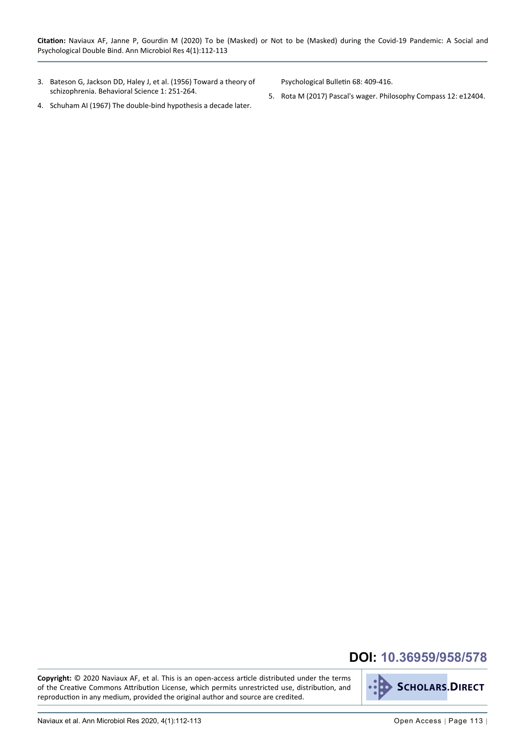3. Bateson G, Jackson DD, Haley J, et al. (1956) Toward a theory of schizophrenia. Behavioral Science 1: 251-264.
4. Schuham AI (1967) The double-bind hypothesis a decade later. Psychological Bulletin 68: 409-416.
5. Rota M (2017) Pascal's wager. Philosophy Compass 12: e12404.

**DOI: 10.36959/958/578**

**Copyright:** © 2020 Naviaux AF, et al. This is an open-access article distributed under the terms of the Creative Commons Attribution License, which permits unrestricted use, distribution, and reproduction in any medium, provided the original author and source are credited.